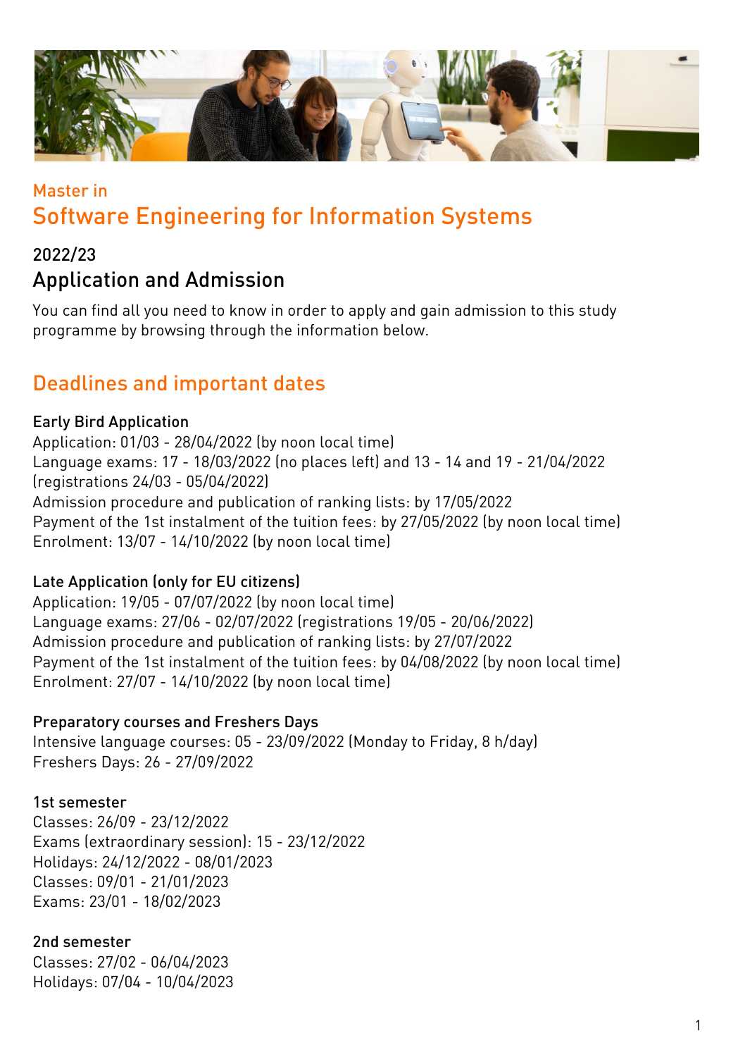Master in

# Software Engineering for Information Systems

## 2022/23

## Application and Admission

You can find all you need to know in order to apply and gain admission to this study programme by browsing through the information below.

## Deadlines and important dates

### Early Bird Application

Application: 01/03 - 28/04/2022 (by noon local time)
Language exams: 17 - 18/03/2022 (no places left) and 13 - 14 and 19 - 21/04/2022 (registrations 24/03 - 05/04/2022)
Admission procedure and publication of ranking lists: by 17/05/2022
Payment of the 1st instalment of the tuition fees: by 27/05/2022 (by noon local time)
Enrolment: 13/07 - 14/10/2022 (by noon local time)

### Late Application (only for EU citizens)

Application: 19/05 - 07/07/2022 (by noon local time)
Language exams: 27/06 - 02/07/2022 (registrations 19/05 - 20/06/2022)
Admission procedure and publication of ranking lists: by 27/07/2022
Payment of the 1st instalment of the tuition fees: by 04/08/2022 (by noon local time)
Enrolment: 27/07 - 14/10/2022 (by noon local time)

### Preparatory courses and Freshers Days

Intensive language courses: 05 - 23/09/2022 (Monday to Friday, 8 h/day)
Freshers Days: 26 - 27/09/2022

### 1st semester

Classes: 26/09 - 23/12/2022
Exams (extraordinary session): 15 - 23/12/2022
Holidays: 24/12/2022 - 08/01/2023
Classes: 09/01 - 21/01/2023
Exams: 23/01 - 18/02/2023

### 2nd semester

Classes: 27/02 - 06/04/2023
Holidays: 07/04 - 10/04/2023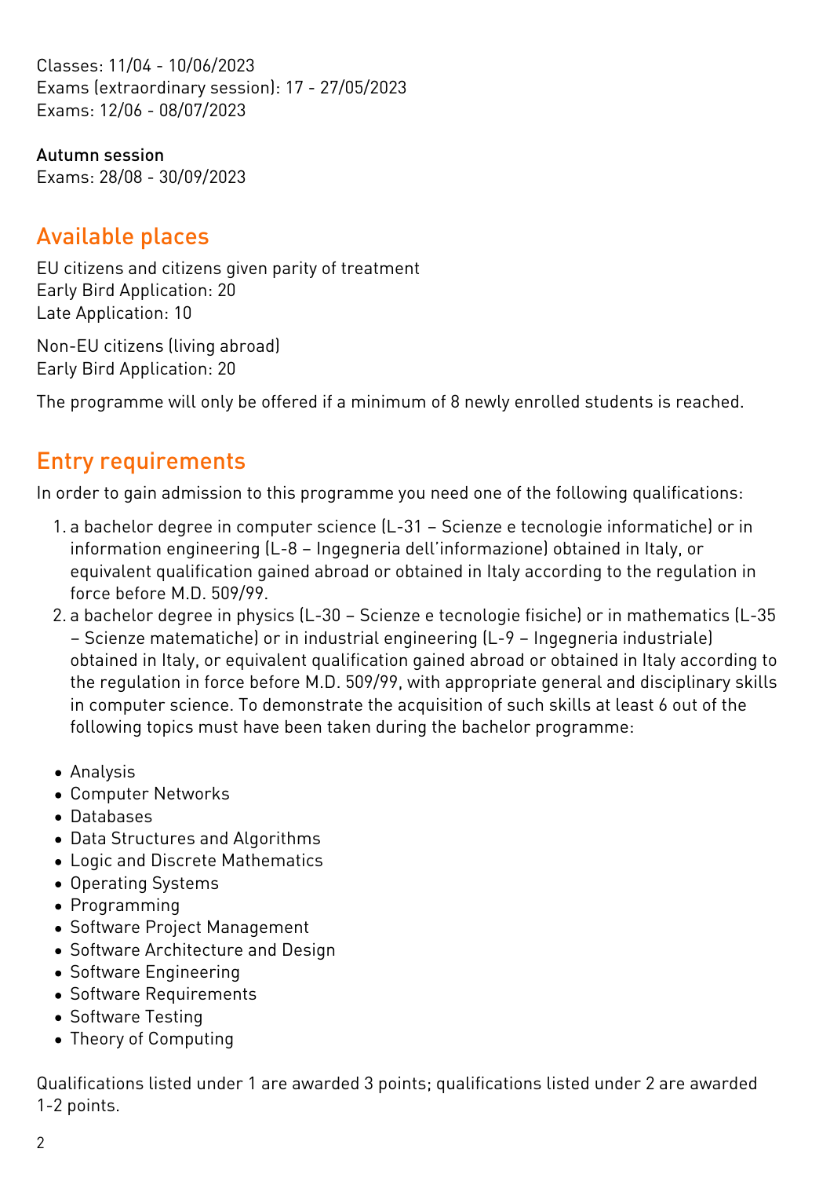Classes: 11/04 - 10/06/2023
Exams (extraordinary session): 17 - 27/05/2023
Exams: 12/06 - 08/07/2023

Autumn session
Exams: 28/08 - 30/09/2023

## Available places

EU citizens and citizens given parity of treatment
Early Bird Application: 20
Late Application: 10

Non-EU citizens (living abroad)
Early Bird Application: 20

The programme will only be offered if a minimum of 8 newly enrolled students is reached.

## Entry requirements

In order to gain admission to this programme you need one of the following qualifications:

1. a bachelor degree in computer science (L-31 – Scienze e tecnologie informatiche) or in information engineering (L-8 – Ingegneria dell'informazione) obtained in Italy, or equivalent qualification gained abroad or obtained in Italy according to the regulation in force before M.D. 509/99.
2. a bachelor degree in physics (L-30 – Scienze e tecnologie fisiche) or in mathematics (L-35 – Scienze matematiche) or in industrial engineering (L-9 – Ingegneria industriale) obtained in Italy, or equivalent qualification gained abroad or obtained in Italy according to the regulation in force before M.D. 509/99, with appropriate general and disciplinary skills in computer science. To demonstrate the acquisition of such skills at least 6 out of the following topics must have been taken during the bachelor programme:

- Analysis
- Computer Networks
- Databases
- Data Structures and Algorithms
- Logic and Discrete Mathematics
- Operating Systems
- Programming
- Software Project Management
- Software Architecture and Design
- Software Engineering
- Software Requirements
- Software Testing
- Theory of Computing

Qualifications listed under 1 are awarded 3 points; qualifications listed under 2 are awarded 1-2 points.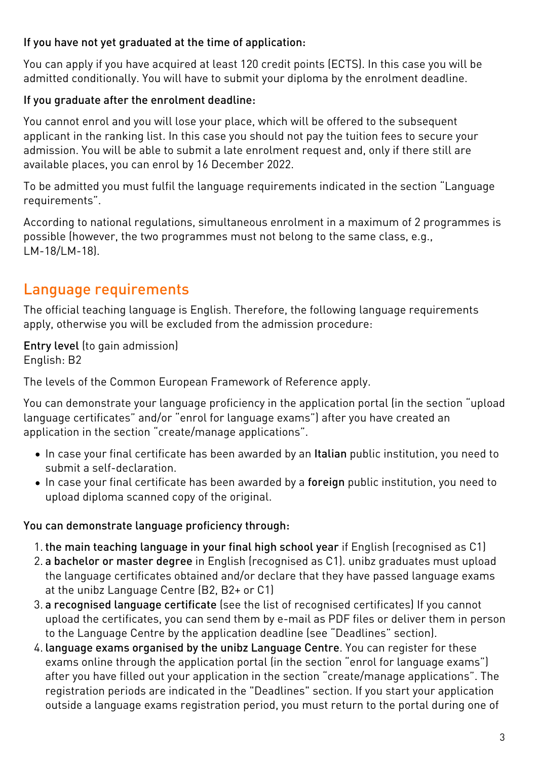**If you have not yet graduated at the time of application:**

You can apply if you have acquired at least 120 credit points (ECTS). In this case you will be admitted conditionally. You will have to submit your diploma by the enrolment deadline.

**If you graduate after the enrolment deadline:**

You cannot enrol and you will lose your place, which will be offered to the subsequent applicant in the ranking list. In this case you should not pay the tuition fees to secure your admission. You will be able to submit a late enrolment request and, only if there still are available places, you can enrol by 16 December 2022.

To be admitted you must fulfil the language requirements indicated in the section "Language requirements".

According to national regulations, simultaneous enrolment in a maximum of 2 programmes is possible (however, the two programmes must not belong to the same class, e.g., LM-18/LM-18).

## Language requirements

The official teaching language is English. Therefore, the following language requirements apply, otherwise you will be excluded from the admission procedure:

**Entry level** (to gain admission)
English: B2

The levels of the Common European Framework of Reference apply.

You can demonstrate your language proficiency in the application portal (in the section "upload language certificates" and/or "enrol for language exams") after you have created an application in the section "create/manage applications".

- In case your final certificate has been awarded by an **Italian** public institution, you need to submit a self-declaration.
- In case your final certificate has been awarded by a **foreign** public institution, you need to upload diploma scanned copy of the original.

**You can demonstrate language proficiency through:**

1. **the main teaching language in your final high school year** if English (recognised as C1)
2. **a bachelor or master degree** in English (recognised as C1). unibz graduates must upload the language certificates obtained and/or declare that they have passed language exams at the unibz Language Centre (B2, B2+ or C1)
3. **a recognised language certificate** (see the list of recognised certificates) If you cannot upload the certificates, you can send them by e-mail as PDF files or deliver them in person to the Language Centre by the application deadline (see "Deadlines" section).
4. **language exams organised by the unibz Language Centre**. You can register for these exams online through the application portal (in the section "enrol for language exams") after you have filled out your application in the section "create/manage applications". The registration periods are indicated in the "Deadlines" section. If you start your application outside a language exams registration period, you must return to the portal during one of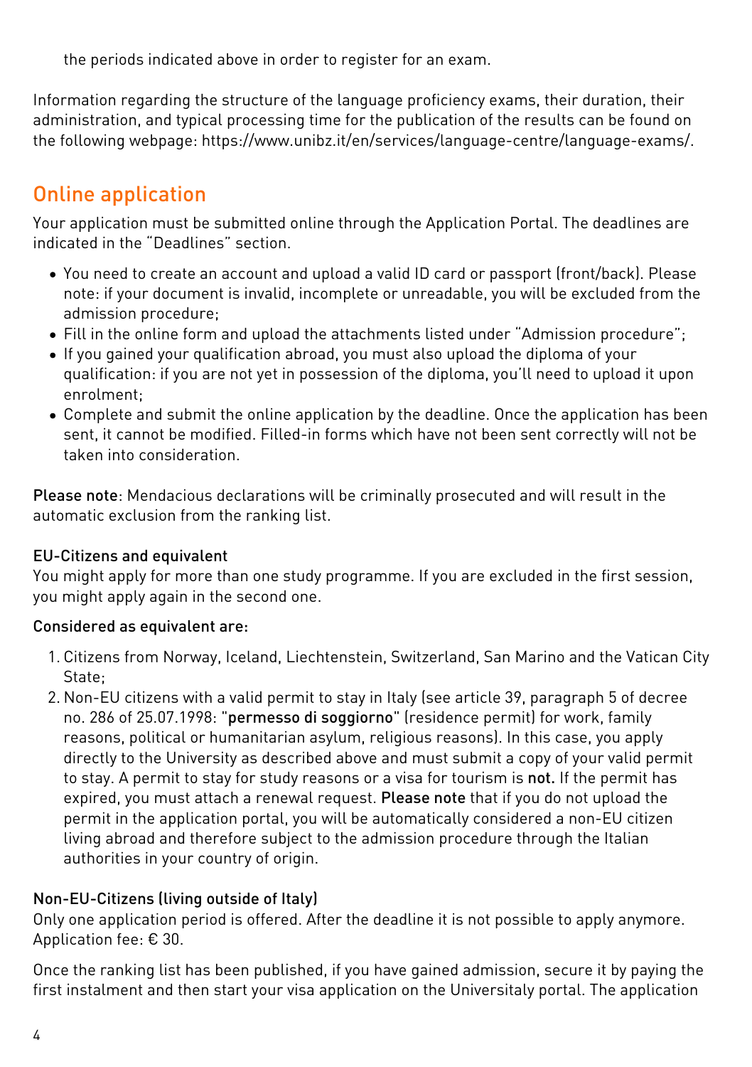the periods indicated above in order to register for an exam.

Information regarding the structure of the language proficiency exams, their duration, their administration, and typical processing time for the publication of the results can be found on the following webpage: https://www.unibz.it/en/services/language-centre/language-exams/.

## Online application

Your application must be submitted online through the Application Portal. The deadlines are indicated in the "Deadlines" section.

- You need to create an account and upload a valid ID card or passport (front/back). Please note: if your document is invalid, incomplete or unreadable, you will be excluded from the admission procedure;
- Fill in the online form and upload the attachments listed under "Admission procedure";
- If you gained your qualification abroad, you must also upload the diploma of your qualification: if you are not yet in possession of the diploma, you'll need to upload it upon enrolment;
- Complete and submit the online application by the deadline. Once the application has been sent, it cannot be modified. Filled-in forms which have not been sent correctly will not be taken into consideration.

**Please note**: Mendacious declarations will be criminally prosecuted and will result in the automatic exclusion from the ranking list.

### EU-Citizens and equivalent

You might apply for more than one study programme. If you are excluded in the first session, you might apply again in the second one.

**Considered as equivalent are:**

1. Citizens from Norway, Iceland, Liechtenstein, Switzerland, San Marino and the Vatican City State;
2. Non-EU citizens with a valid permit to stay in Italy (see article 39, paragraph 5 of decree no. 286 of 25.07.1998: "**permesso di soggiorno**" (residence permit) for work, family reasons, political or humanitarian asylum, religious reasons). In this case, you apply directly to the University as described above and must submit a copy of your valid permit to stay. A permit to stay for study reasons or a visa for tourism is **not.** If the permit has expired, you must attach a renewal request. **Please note** that if you do not upload the permit in the application portal, you will be automatically considered a non-EU citizen living abroad and therefore subject to the admission procedure through the Italian authorities in your country of origin.

### Non-EU-Citizens (living outside of Italy)

Only one application period is offered. After the deadline it is not possible to apply anymore. Application fee: € 30.

Once the ranking list has been published, if you have gained admission, secure it by paying the first instalment and then start your visa application on the Universitaly portal. The application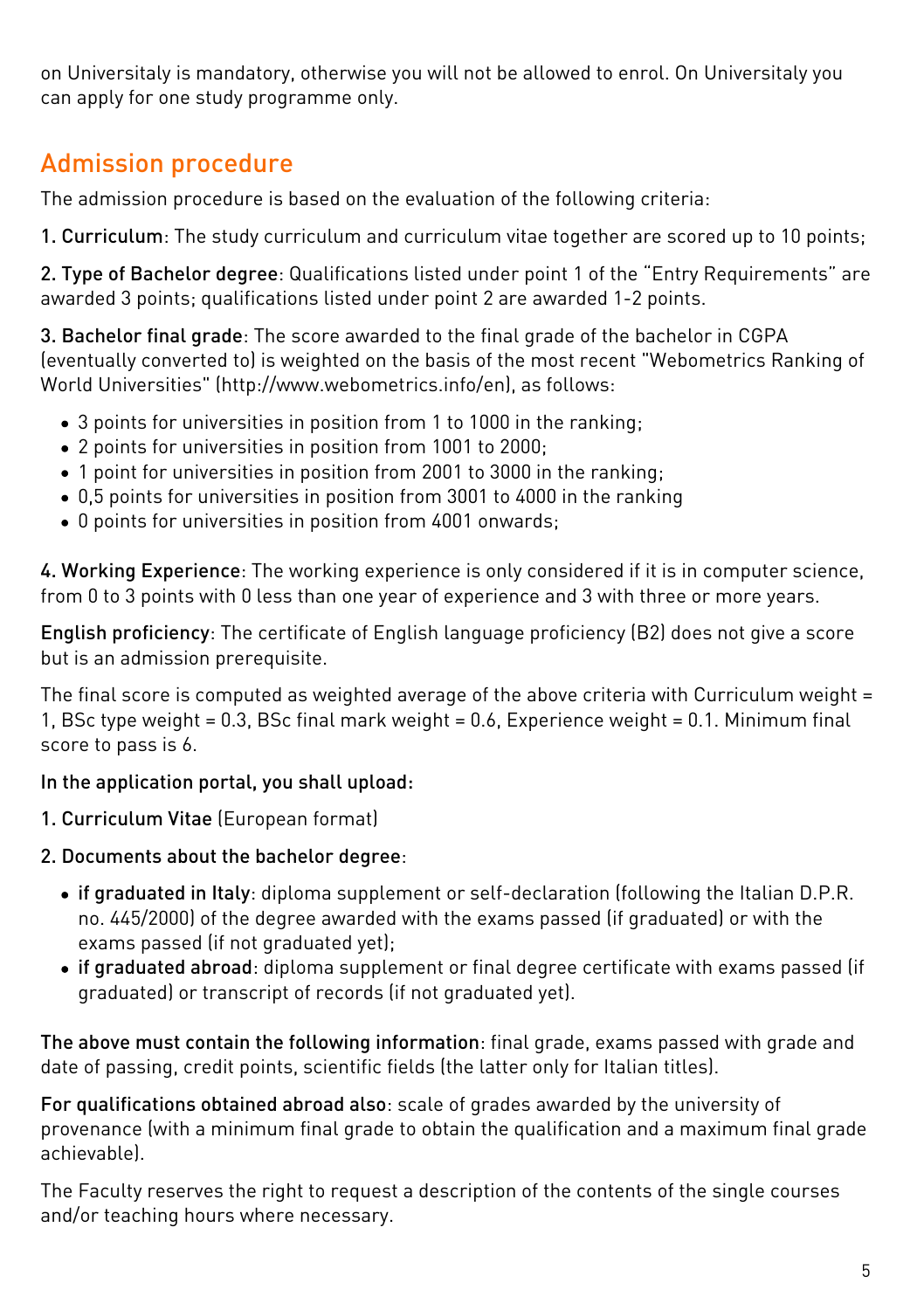on Universitaly is mandatory, otherwise you will not be allowed to enrol. On Universitaly you can apply for one study programme only.

## Admission procedure

The admission procedure is based on the evaluation of the following criteria:

**1. Curriculum**: The study curriculum and curriculum vitae together are scored up to 10 points;

**2. Type of Bachelor degree**: Qualifications listed under point 1 of the "Entry Requirements" are awarded 3 points; qualifications listed under point 2 are awarded 1-2 points.

**3. Bachelor final grade**: The score awarded to the final grade of the bachelor in CGPA (eventually converted to) is weighted on the basis of the most recent "Webometrics Ranking of World Universities" (http://www.webometrics.info/en), as follows:

- 3 points for universities in position from 1 to 1000 in the ranking;
- 2 points for universities in position from 1001 to 2000;
- 1 point for universities in position from 2001 to 3000 in the ranking;
- 0,5 points for universities in position from 3001 to 4000 in the ranking
- 0 points for universities in position from 4001 onwards;

**4. Working Experience**: The working experience is only considered if it is in computer science, from 0 to 3 points with 0 less than one year of experience and 3 with three or more years.

**English proficiency**: The certificate of English language proficiency (B2) does not give a score but is an admission prerequisite.

The final score is computed as weighted average of the above criteria with Curriculum weight = 1, BSc type weight = 0.3, BSc final mark weight = 0.6, Experience weight = 0.1. Minimum final score to pass is 6.

**In the application portal, you shall upload:**

**1. Curriculum Vitae** (European format)

**2. Documents about the bachelor degree**:

- **if graduated in Italy**: diploma supplement or self-declaration (following the Italian D.P.R. no. 445/2000) of the degree awarded with the exams passed (if graduated) or with the exams passed (if not graduated yet);
- **if graduated abroad**: diploma supplement or final degree certificate with exams passed (if graduated) or transcript of records (if not graduated yet).

**The above must contain the following information**: final grade, exams passed with grade and date of passing, credit points, scientific fields (the latter only for Italian titles).

**For qualifications obtained abroad also**: scale of grades awarded by the university of provenance (with a minimum final grade to obtain the qualification and a maximum final grade achievable).

The Faculty reserves the right to request a description of the contents of the single courses and/or teaching hours where necessary.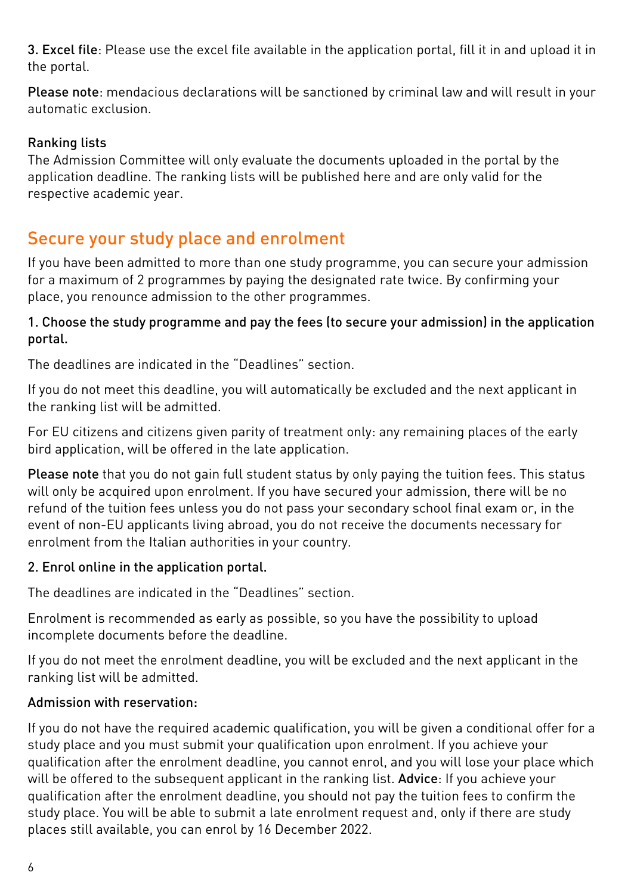**3. Excel file**: Please use the excel file available in the application portal, fill it in and upload it in the portal.

**Please note**: mendacious declarations will be sanctioned by criminal law and will result in your automatic exclusion.

### Ranking lists

The Admission Committee will only evaluate the documents uploaded in the portal by the application deadline. The ranking lists will be published here and are only valid for the respective academic year.

## Secure your study place and enrolment

If you have been admitted to more than one study programme, you can secure your admission for a maximum of 2 programmes by paying the designated rate twice. By confirming your place, you renounce admission to the other programmes.

### 1. Choose the study programme and pay the fees (to secure your admission) in the application portal.

The deadlines are indicated in the "Deadlines" section.

If you do not meet this deadline, you will automatically be excluded and the next applicant in the ranking list will be admitted.

For EU citizens and citizens given parity of treatment only: any remaining places of the early bird application, will be offered in the late application.

**Please note** that you do not gain full student status by only paying the tuition fees. This status will only be acquired upon enrolment. If you have secured your admission, there will be no refund of the tuition fees unless you do not pass your secondary school final exam or, in the event of non-EU applicants living abroad, you do not receive the documents necessary for enrolment from the Italian authorities in your country.

### 2. Enrol online in the application portal.

The deadlines are indicated in the "Deadlines" section.

Enrolment is recommended as early as possible, so you have the possibility to upload incomplete documents before the deadline.

If you do not meet the enrolment deadline, you will be excluded and the next applicant in the ranking list will be admitted.

### Admission with reservation:

If you do not have the required academic qualification, you will be given a conditional offer for a study place and you must submit your qualification upon enrolment. If you achieve your qualification after the enrolment deadline, you cannot enrol, and you will lose your place which will be offered to the subsequent applicant in the ranking list. **Advice**: If you achieve your qualification after the enrolment deadline, you should not pay the tuition fees to confirm the study place. You will be able to submit a late enrolment request and, only if there are study places still available, you can enrol by 16 December 2022.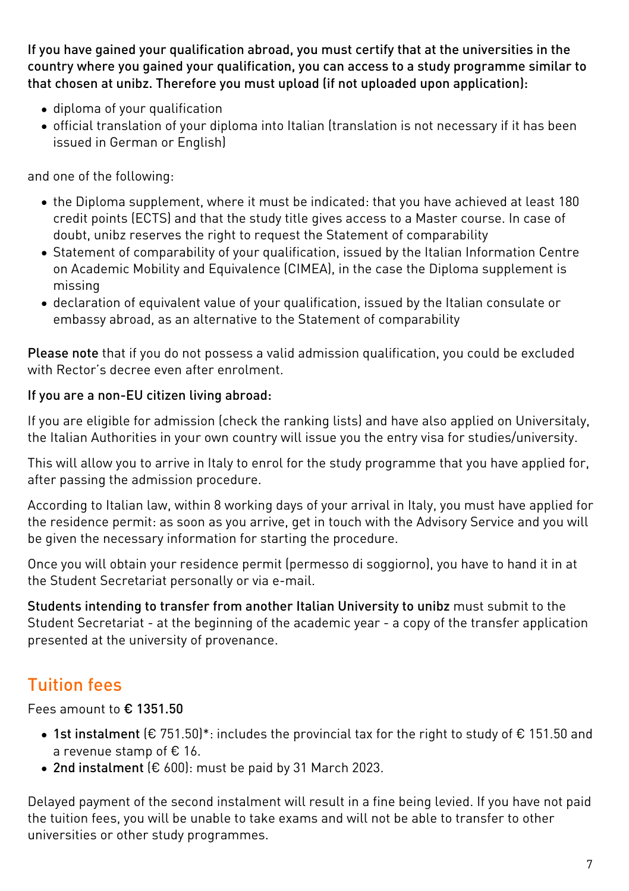**If you have gained your qualification abroad, you must certify that at the universities in the country where you gained your qualification, you can access to a study programme similar to that chosen at unibz. Therefore you must upload (if not uploaded upon application):**

- diploma of your qualification
- official translation of your diploma into Italian (translation is not necessary if it has been issued in German or English)

and one of the following:

- the Diploma supplement, where it must be indicated: that you have achieved at least 180 credit points (ECTS) and that the study title gives access to a Master course. In case of doubt, unibz reserves the right to request the Statement of comparability
- Statement of comparability of your qualification, issued by the Italian Information Centre on Academic Mobility and Equivalence (CIMEA), in the case the Diploma supplement is missing
- declaration of equivalent value of your qualification, issued by the Italian consulate or embassy abroad, as an alternative to the Statement of comparability

**Please note** that if you do not possess a valid admission qualification, you could be excluded with Rector's decree even after enrolment.

**If you are a non-EU citizen living abroad:**

If you are eligible for admission (check the ranking lists) and have also applied on Universitaly, the Italian Authorities in your own country will issue you the entry visa for studies/university.

This will allow you to arrive in Italy to enrol for the study programme that you have applied for, after passing the admission procedure.

According to Italian law, within 8 working days of your arrival in Italy, you must have applied for the residence permit: as soon as you arrive, get in touch with the Advisory Service and you will be given the necessary information for starting the procedure.

Once you will obtain your residence permit (permesso di soggiorno), you have to hand it in at the Student Secretariat personally or via e-mail.

**Students intending to transfer from another Italian University to unibz** must submit to the Student Secretariat - at the beginning of the academic year - a copy of the transfer application presented at the university of provenance.

## Tuition fees

Fees amount to **€ 1351.50**

- **1st instalment** (€ 751.50)*: includes the provincial tax for the right to study of € 151.50 and a revenue stamp of € 16.
- **2nd instalment** (€ 600): must be paid by 31 March 2023.

Delayed payment of the second instalment will result in a fine being levied. If you have not paid the tuition fees, you will be unable to take exams and will not be able to transfer to other universities or other study programmes.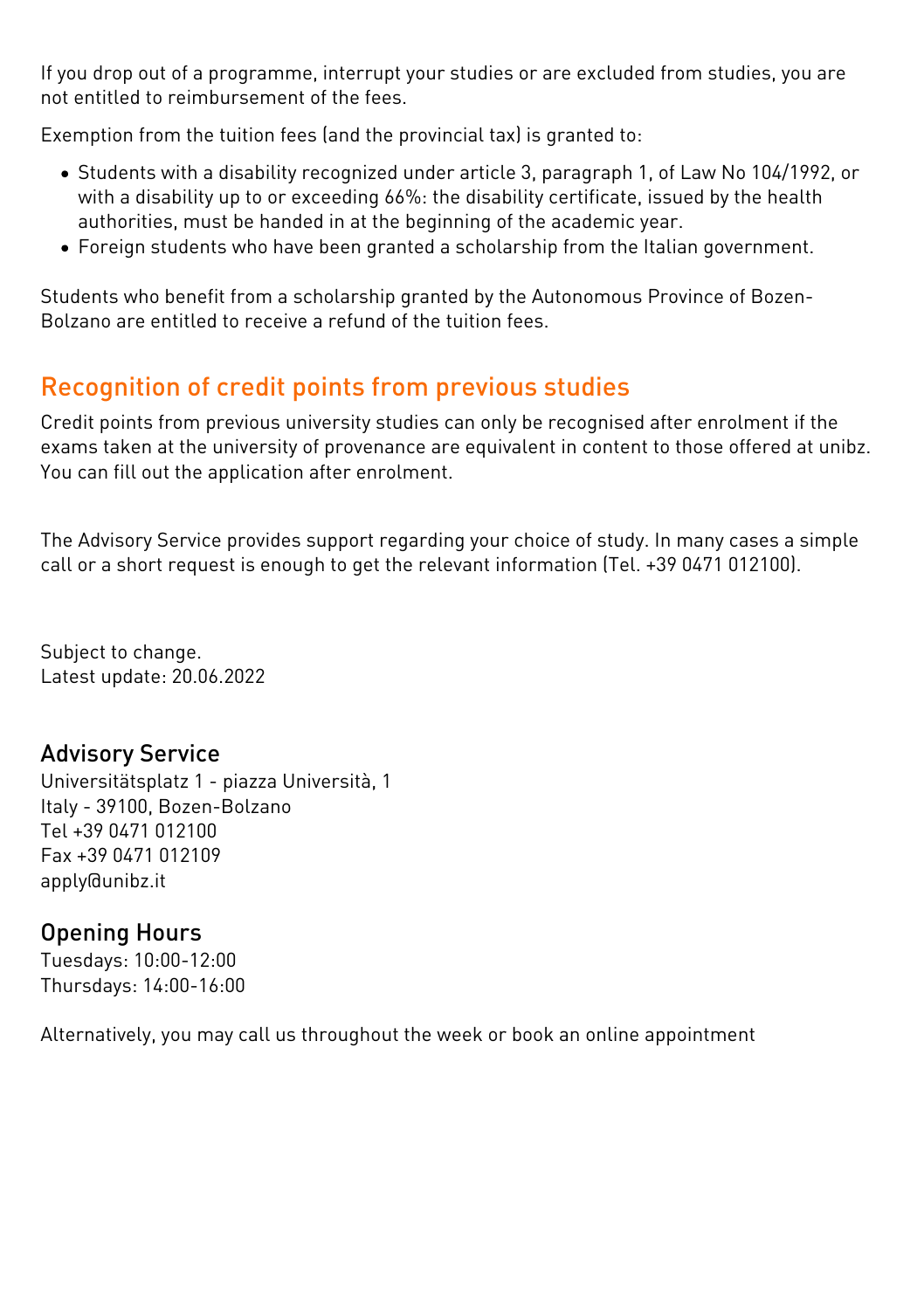If you drop out of a programme, interrupt your studies or are excluded from studies, you are not entitled to reimbursement of the fees.

Exemption from the tuition fees (and the provincial tax) is granted to:

- Students with a disability recognized under article 3, paragraph 1, of Law No 104/1992, or with a disability up to or exceeding 66%: the disability certificate, issued by the health authorities, must be handed in at the beginning of the academic year.
- Foreign students who have been granted a scholarship from the Italian government.

Students who benefit from a scholarship granted by the Autonomous Province of Bozen-Bolzano are entitled to receive a refund of the tuition fees.

## Recognition of credit points from previous studies

Credit points from previous university studies can only be recognised after enrolment if the exams taken at the university of provenance are equivalent in content to those offered at unibz. You can fill out the application after enrolment.

The Advisory Service provides support regarding your choice of study. In many cases a simple call or a short request is enough to get the relevant information (Tel. +39 0471 012100).

Subject to change.
Latest update: 20.06.2022

### Advisory Service

Universitätsplatz 1 - piazza Università, 1
Italy - 39100, Bozen-Bolzano
Tel +39 0471 012100
Fax +39 0471 012109
apply@unibz.it

### Opening Hours

Tuesdays: 10:00-12:00
Thursdays: 14:00-16:00

Alternatively, you may call us throughout the week or book an online appointment